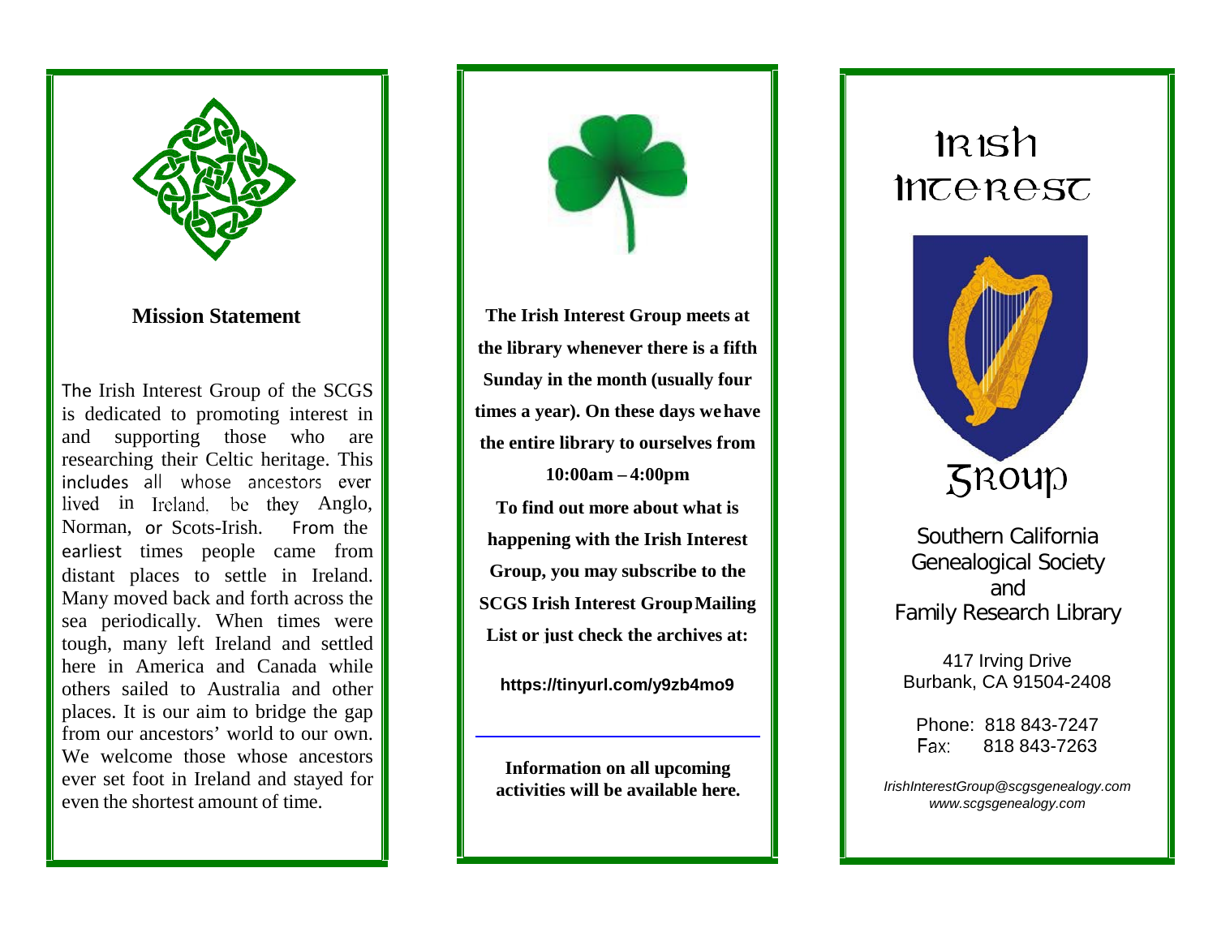## Mission Statement

The Irish Interest Group of the SCGS is dedicated to promoting interest in and supporting those who are researching their Celtic heritage. This includes all whose ancestors ever lived in Ireland, be they Anglo, Norman, or Scots-Irish. From the earliest times people came from distant places to settle in Ireland. Many moved back and forth across the sea periodically. When times were tough, many left Ireland and settled here in America and Canada while others sailed to Australia and other places. It is our aim to bridge the gap from our ancestors' world to our own. We welcome those whose ancestors ever set foot in Ireland and stayed for even the shortest amount of time.

**The Irish Interest Group meets at the library whenever there is a fifth Sunday in the month (usually four times a year). On these days we have the entire library to ourselves from 10:00am – 4:00pm**

**To find out more about what is happening with the Irish Interest Group, you may subscribe to the SCGS Irish Interest Group Mailing List or just check the archives at:**

**https://tinyurl.com/y9zb4mo9**

---

**Information on all upcoming activities will be available here.**

# Irish Interest Group

Southern California Genealogical Society and Family Research Library

417 Irving Drive
Burbank, CA 91504-2408

Phone: 818 843-7247
Fax: 818 843-7263

*IrishInterestGroup@scgsgenealogy.com*
*www.scgsgenealogy.com*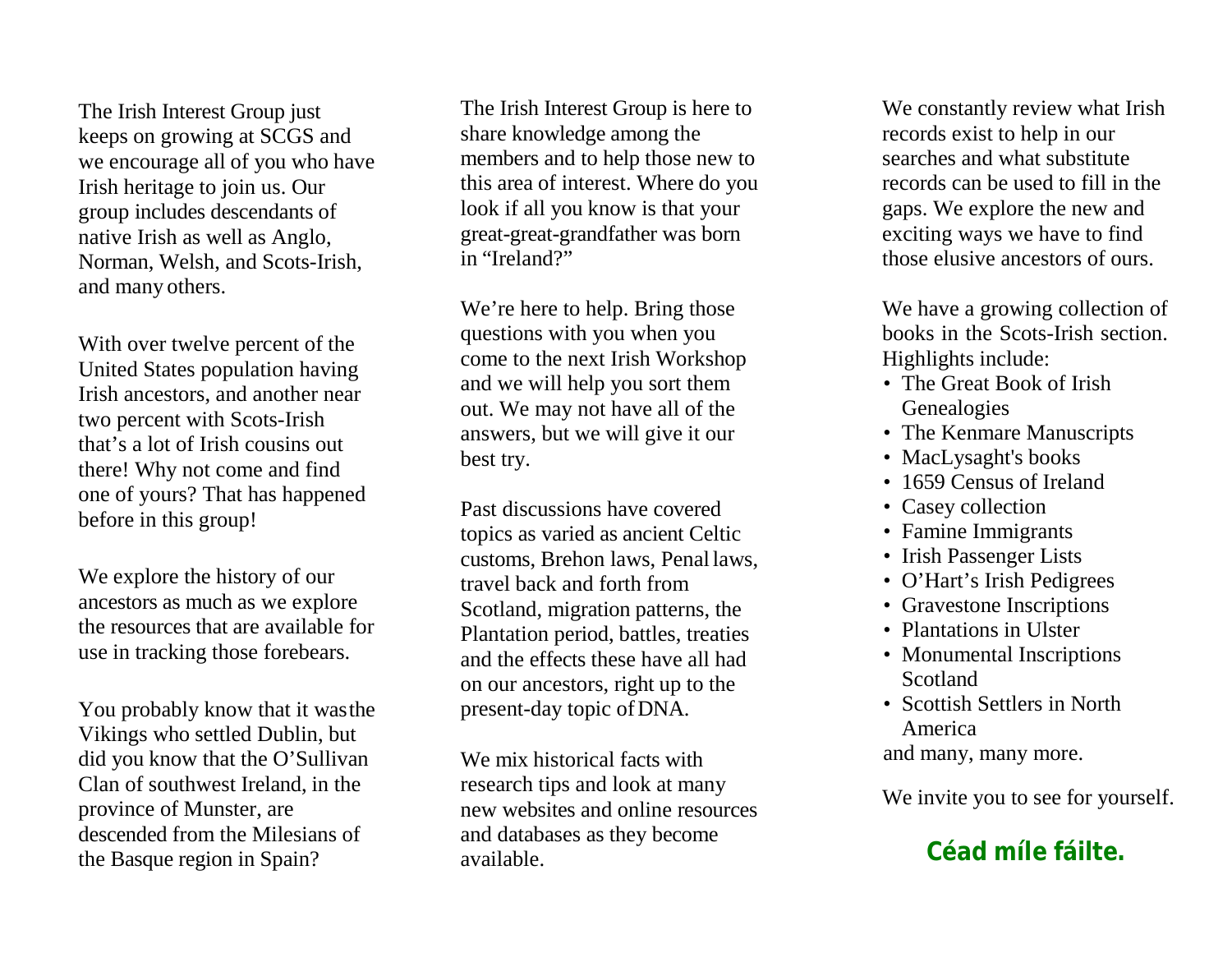The Irish Interest Group just keeps on growing at SCGS and we encourage all of you who have Irish heritage to join us. Our group includes descendants of native Irish as well as Anglo, Norman, Welsh, and Scots-Irish, and many others.

With over twelve percent of the United States population having Irish ancestors, and another near two percent with Scots-Irish that's a lot of Irish cousins out there! Why not come and find one of yours? That has happened before in this group!

We explore the history of our ancestors as much as we explore the resources that are available for use in tracking those forebears.

You probably know that it was the Vikings who settled Dublin, but did you know that the O'Sullivan Clan of southwest Ireland, in the province of Munster, are descended from the Milesians of the Basque region in Spain?

The Irish Interest Group is here to share knowledge among the members and to help those new to this area of interest. Where do you look if all you know is that your great-great-grandfather was born in "Ireland?"

We're here to help. Bring those questions with you when you come to the next Irish Workshop and we will help you sort them out. We may not have all of the answers, but we will give it our best try.

Past discussions have covered topics as varied as ancient Celtic customs, Brehon laws, Penal laws, travel back and forth from Scotland, migration patterns, the Plantation period, battles, treaties and the effects these have all had on our ancestors, right up to the present-day topic of DNA.

We mix historical facts with research tips and look at many new websites and online resources and databases as they become available.

We constantly review what Irish records exist to help in our searches and what substitute records can be used to fill in the gaps. We explore the new and exciting ways we have to find those elusive ancestors of ours.

We have a growing collection of books in the Scots-Irish section. Highlights include:

- The Great Book of Irish Genealogies
- The Kenmare Manuscripts
- MacLysaght's books
- 1659 Census of Ireland
- Casey collection
- Famine Immigrants
- Irish Passenger Lists
- O'Hart's Irish Pedigrees
- Gravestone Inscriptions
- Plantations in Ulster
- Monumental Inscriptions Scotland
- Scottish Settlers in North America

and many, many more.

We invite you to see for yourself.

**Céad míle fáilte.**